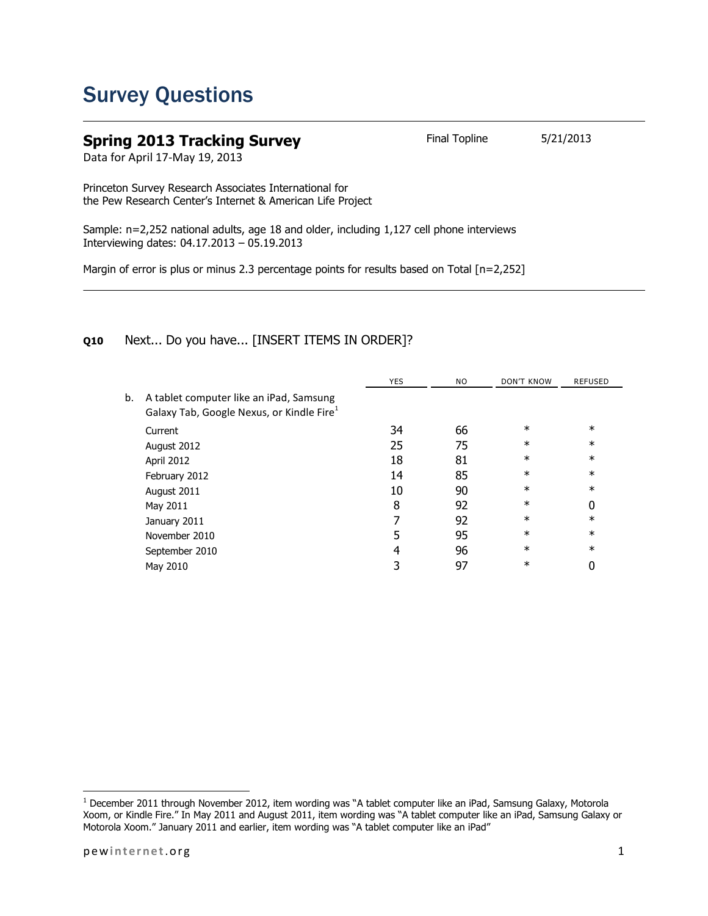# Survey Questions

## Spring 2013 Tracking Survey

Final Topline 5/21/2013

Data for April 17-May 19, 2013

Princeton Survey Research Associates International for
the Pew Research Center's Internet & American Life Project

Sample: n=2,252 national adults, age 18 and older, including 1,127 cell phone interviews
Interviewing dates: 04.17.2013 – 05.19.2013

Margin of error is plus or minus 2.3 percentage points for results based on Total [n=2,252]

---

**Q10** Next... Do you have... [INSERT ITEMS IN ORDER]?

| | YES | NO | DON'T KNOW | REFUSED |
|---|---|---|---|---|
| b. A tablet computer like an iPad, Samsung Galaxy Tab, Google Nexus, or Kindle Fire[1] | | | | |
| Current | 34 | 66 | * | * |
| August 2012 | 25 | 75 | * | * |
| April 2012 | 18 | 81 | * | * |
| February 2012 | 14 | 85 | * | * |
| August 2011 | 10 | 90 | * | * |
| May 2011 | 8 | 92 | * | 0 |
| January 2011 | 7 | 92 | * | * |
| November 2010 | 5 | 95 | * | * |
| September 2010 | 4 | 96 | * | * |
| May 2010 | 3 | 97 | * | 0 |

[1] December 2011 through November 2012, item wording was "A tablet computer like an iPad, Samsung Galaxy, Motorola Xoom, or Kindle Fire." In May 2011 and August 2011, item wording was "A tablet computer like an iPad, Samsung Galaxy or Motorola Xoom." January 2011 and earlier, item wording was "A tablet computer like an iPad"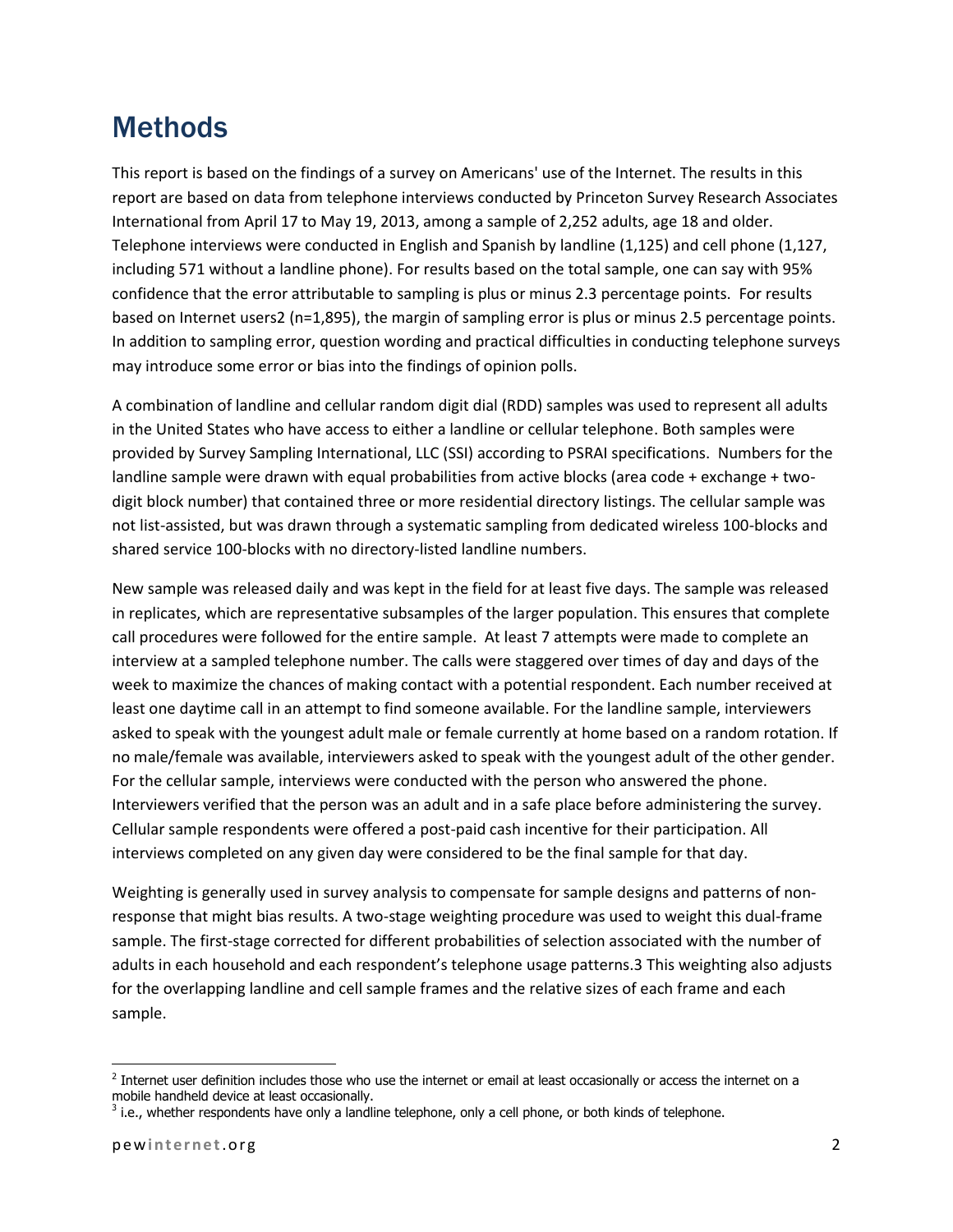# Methods

This report is based on the findings of a survey on Americans' use of the Internet. The results in this report are based on data from telephone interviews conducted by Princeton Survey Research Associates International from April 17 to May 19, 2013, among a sample of 2,252 adults, age 18 and older. Telephone interviews were conducted in English and Spanish by landline (1,125) and cell phone (1,127, including 571 without a landline phone). For results based on the total sample, one can say with 95% confidence that the error attributable to sampling is plus or minus 2.3 percentage points. For results based on Internet users[2] (n=1,895), the margin of sampling error is plus or minus 2.5 percentage points. In addition to sampling error, question wording and practical difficulties in conducting telephone surveys may introduce some error or bias into the findings of opinion polls.

A combination of landline and cellular random digit dial (RDD) samples was used to represent all adults in the United States who have access to either a landline or cellular telephone. Both samples were provided by Survey Sampling International, LLC (SSI) according to PSRAI specifications. Numbers for the landline sample were drawn with equal probabilities from active blocks (area code + exchange + two-digit block number) that contained three or more residential directory listings. The cellular sample was not list-assisted, but was drawn through a systematic sampling from dedicated wireless 100-blocks and shared service 100-blocks with no directory-listed landline numbers.

New sample was released daily and was kept in the field for at least five days. The sample was released in replicates, which are representative subsamples of the larger population. This ensures that complete call procedures were followed for the entire sample. At least 7 attempts were made to complete an interview at a sampled telephone number. The calls were staggered over times of day and days of the week to maximize the chances of making contact with a potential respondent. Each number received at least one daytime call in an attempt to find someone available. For the landline sample, interviewers asked to speak with the youngest adult male or female currently at home based on a random rotation. If no male/female was available, interviewers asked to speak with the youngest adult of the other gender. For the cellular sample, interviews were conducted with the person who answered the phone. Interviewers verified that the person was an adult and in a safe place before administering the survey. Cellular sample respondents were offered a post-paid cash incentive for their participation. All interviews completed on any given day were considered to be the final sample for that day.

Weighting is generally used in survey analysis to compensate for sample designs and patterns of non-response that might bias results. A two-stage weighting procedure was used to weight this dual-frame sample. The first-stage corrected for different probabilities of selection associated with the number of adults in each household and each respondent's telephone usage patterns.[3] This weighting also adjusts for the overlapping landline and cell sample frames and the relative sizes of each frame and each sample.

---

[2] Internet user definition includes those who use the internet or email at least occasionally or access the internet on a mobile handheld device at least occasionally.

[3] i.e., whether respondents have only a landline telephone, only a cell phone, or both kinds of telephone.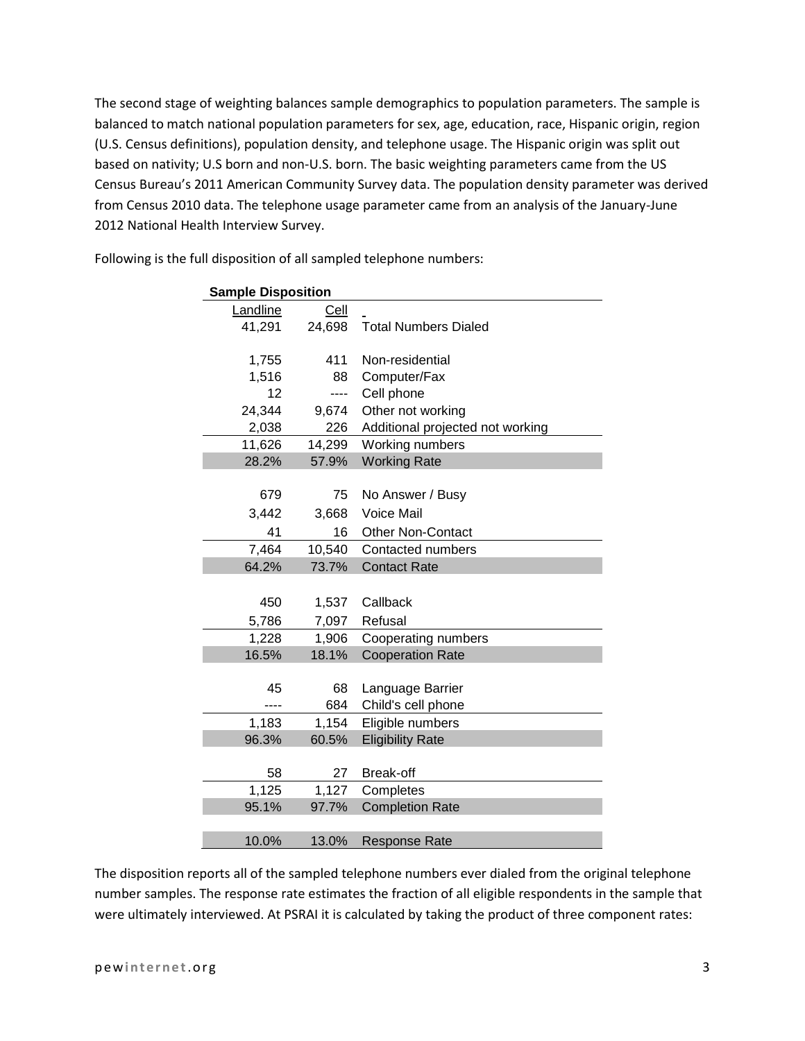The second stage of weighting balances sample demographics to population parameters. The sample is balanced to match national population parameters for sex, age, education, race, Hispanic origin, region (U.S. Census definitions), population density, and telephone usage. The Hispanic origin was split out based on nativity; U.S born and non-U.S. born. The basic weighting parameters came from the US Census Bureau's 2011 American Community Survey data. The population density parameter was derived from Census 2010 data. The telephone usage parameter came from an analysis of the January-June 2012 National Health Interview Survey.

Following is the full disposition of all sampled telephone numbers:

**Sample Disposition**

| Landline | Cell | |
|---|---|---|
| 41,291 | 24,698 | Total Numbers Dialed |
| | | |
| 1,755 | 411 | Non-residential |
| 1,516 | 88 | Computer/Fax |
| 12 | ---- | Cell phone |
| 24,344 | 9,674 | Other not working |
| 2,038 | 226 | Additional projected not working |
| 11,626 | 14,299 | Working numbers |
| 28.2% | 57.9% | Working Rate |
| | | |
| 679 | 75 | No Answer / Busy |
| 3,442 | 3,668 | Voice Mail |
| 41 | 16 | Other Non-Contact |
| 7,464 | 10,540 | Contacted numbers |
| 64.2% | 73.7% | Contact Rate |
| | | |
| 450 | 1,537 | Callback |
| 5,786 | 7,097 | Refusal |
| 1,228 | 1,906 | Cooperating numbers |
| 16.5% | 18.1% | Cooperation Rate |
| | | |
| 45 | 68 | Language Barrier |
| ---- | 684 | Child's cell phone |
| 1,183 | 1,154 | Eligible numbers |
| 96.3% | 60.5% | Eligibility Rate |
| | | |
| 58 | 27 | Break-off |
| 1,125 | 1,127 | Completes |
| 95.1% | 97.7% | Completion Rate |
| | | |
| 10.0% | 13.0% | Response Rate |

The disposition reports all of the sampled telephone numbers ever dialed from the original telephone number samples. The response rate estimates the fraction of all eligible respondents in the sample that were ultimately interviewed. At PSRAI it is calculated by taking the product of three component rates: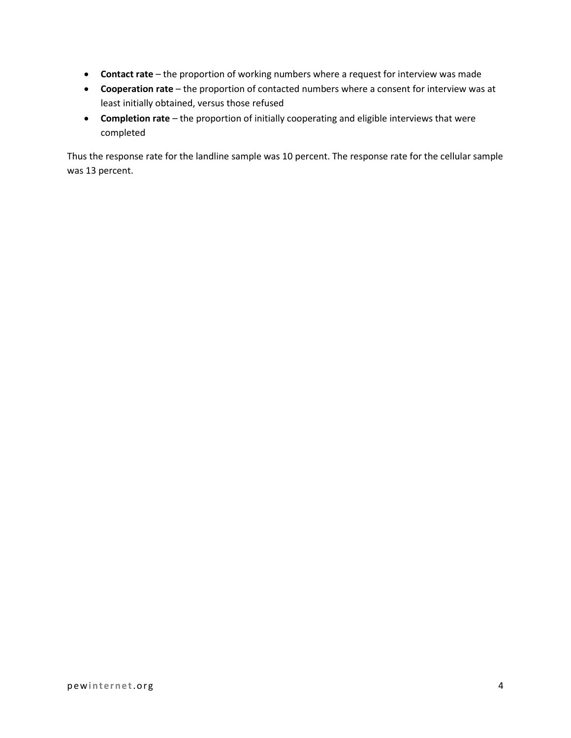- **Contact rate** – the proportion of working numbers where a request for interview was made
- **Cooperation rate** – the proportion of contacted numbers where a consent for interview was at least initially obtained, versus those refused
- **Completion rate** – the proportion of initially cooperating and eligible interviews that were completed

Thus the response rate for the landline sample was 10 percent. The response rate for the cellular sample was 13 percent.